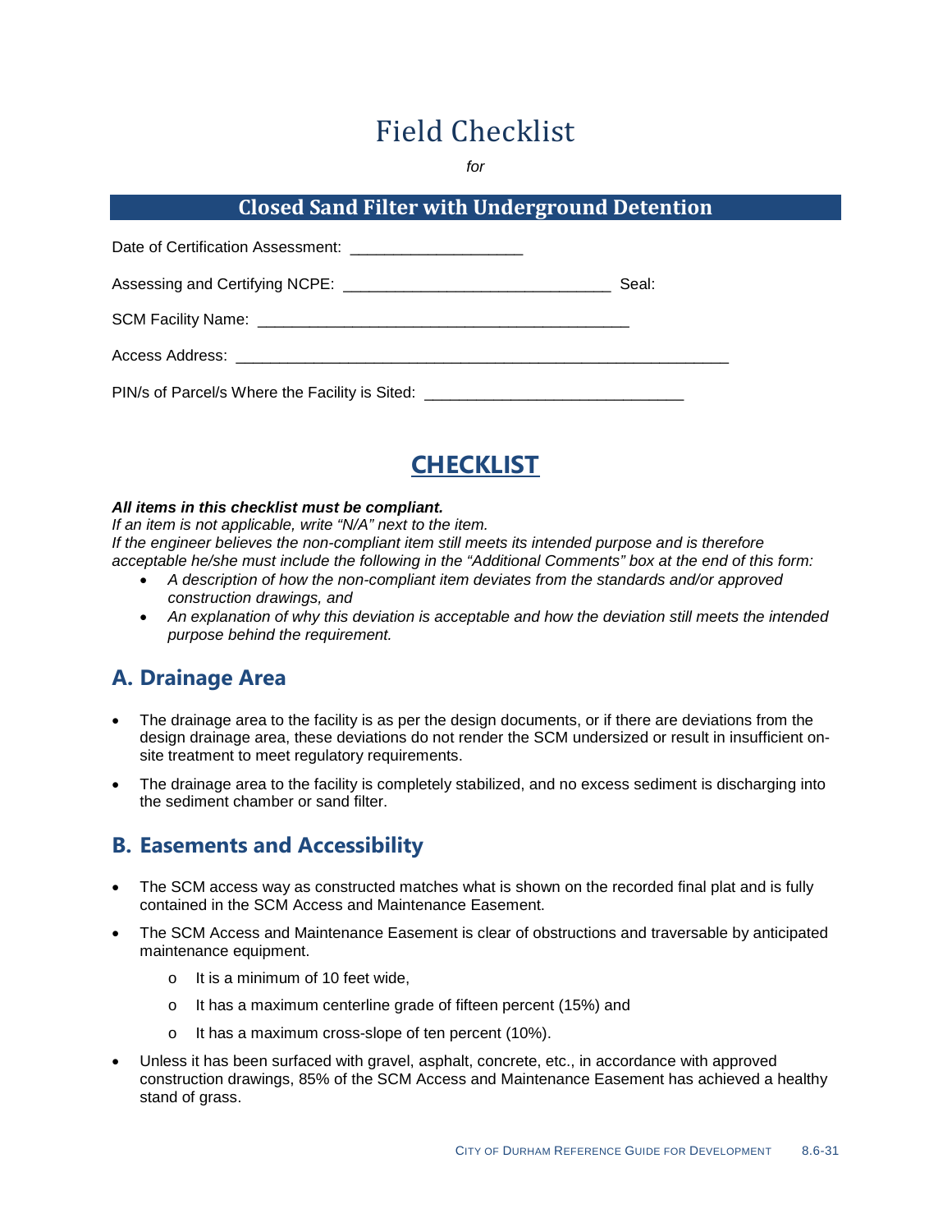# Field Checklist

*for*

## Closed Sand Filter with Underground Detention

Date of Certification Assessment: ____________________

Assessing and Certifying NCPE: ______________________________ Seal:

SCM Facility Name: ___________________________________________

Access Address: _________________________________________________________

PIN/s of Parcel/s Where the Facility is Sited: _____________________________

## CHECKLIST

***All items in this checklist must be compliant.***

*If an item is not applicable, write "N/A" next to the item.*

*If the engineer believes the non-compliant item still meets its intended purpose and is therefore acceptable he/she must include the following in the "Additional Comments" box at the end of this form:*

- *A description of how the non-compliant item deviates from the standards and/or approved construction drawings, and*
- *An explanation of why this deviation is acceptable and how the deviation still meets the intended purpose behind the requirement.*

### A. Drainage Area

- The drainage area to the facility is as per the design documents, or if there are deviations from the design drainage area, these deviations do not render the SCM undersized or result in insufficient on-site treatment to meet regulatory requirements.
- The drainage area to the facility is completely stabilized, and no excess sediment is discharging into the sediment chamber or sand filter.

### B. Easements and Accessibility

- The SCM access way as constructed matches what is shown on the recorded final plat and is fully contained in the SCM Access and Maintenance Easement.
- The SCM Access and Maintenance Easement is clear of obstructions and traversable by anticipated maintenance equipment.
  - It is a minimum of 10 feet wide,
  - It has a maximum centerline grade of fifteen percent (15%) and
  - It has a maximum cross-slope of ten percent (10%).
- Unless it has been surfaced with gravel, asphalt, concrete, etc., in accordance with approved construction drawings, 85% of the SCM Access and Maintenance Easement has achieved a healthy stand of grass.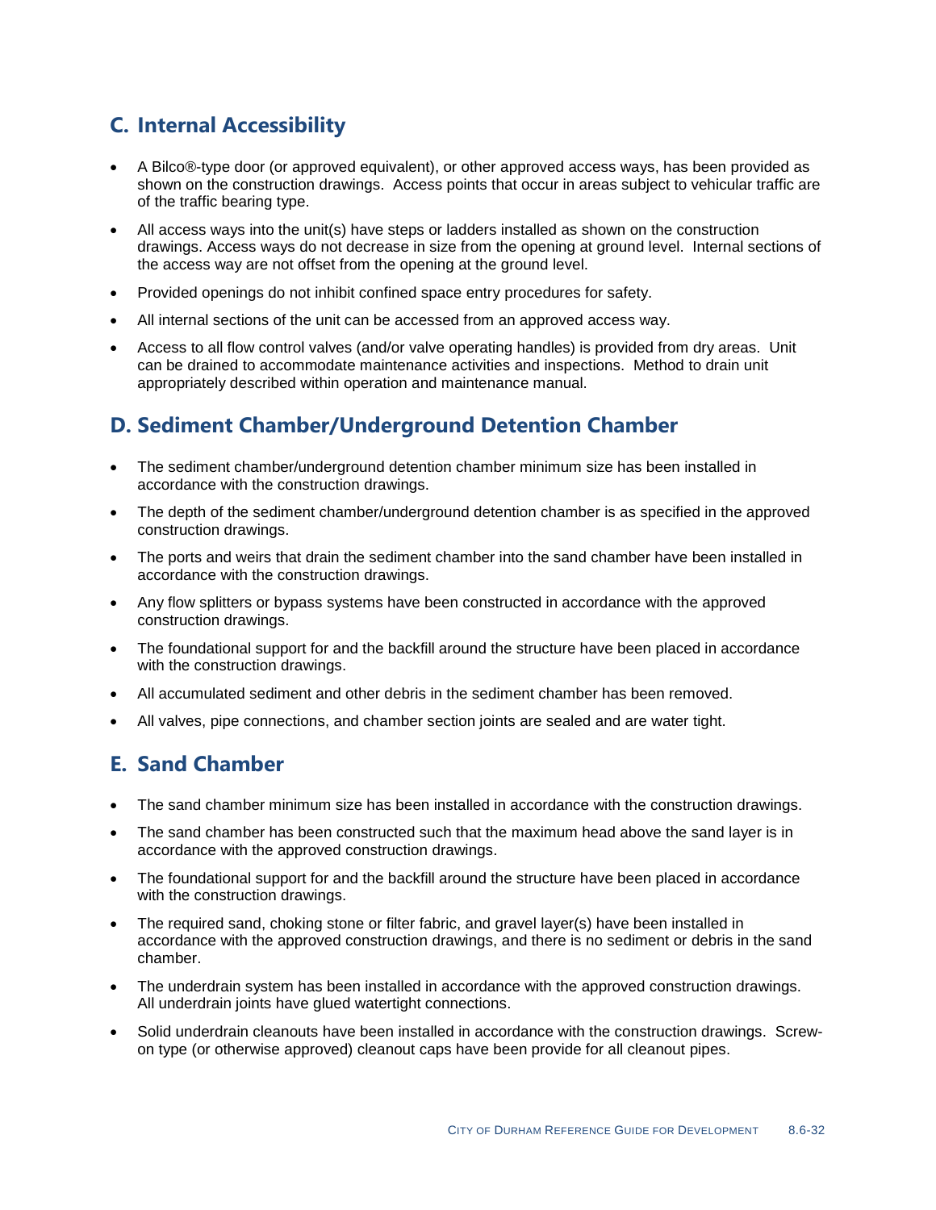## C. Internal Accessibility

- A Bilco®-type door (or approved equivalent), or other approved access ways, has been provided as shown on the construction drawings. Access points that occur in areas subject to vehicular traffic are of the traffic bearing type.
- All access ways into the unit(s) have steps or ladders installed as shown on the construction drawings. Access ways do not decrease in size from the opening at ground level. Internal sections of the access way are not offset from the opening at the ground level.
- Provided openings do not inhibit confined space entry procedures for safety.
- All internal sections of the unit can be accessed from an approved access way.
- Access to all flow control valves (and/or valve operating handles) is provided from dry areas. Unit can be drained to accommodate maintenance activities and inspections. Method to drain unit appropriately described within operation and maintenance manual.

## D. Sediment Chamber/Underground Detention Chamber

- The sediment chamber/underground detention chamber minimum size has been installed in accordance with the construction drawings.
- The depth of the sediment chamber/underground detention chamber is as specified in the approved construction drawings.
- The ports and weirs that drain the sediment chamber into the sand chamber have been installed in accordance with the construction drawings.
- Any flow splitters or bypass systems have been constructed in accordance with the approved construction drawings.
- The foundational support for and the backfill around the structure have been placed in accordance with the construction drawings.
- All accumulated sediment and other debris in the sediment chamber has been removed.
- All valves, pipe connections, and chamber section joints are sealed and are water tight.

## E. Sand Chamber

- The sand chamber minimum size has been installed in accordance with the construction drawings.
- The sand chamber has been constructed such that the maximum head above the sand layer is in accordance with the approved construction drawings.
- The foundational support for and the backfill around the structure have been placed in accordance with the construction drawings.
- The required sand, choking stone or filter fabric, and gravel layer(s) have been installed in accordance with the approved construction drawings, and there is no sediment or debris in the sand chamber.
- The underdrain system has been installed in accordance with the approved construction drawings. All underdrain joints have glued watertight connections.
- Solid underdrain cleanouts have been installed in accordance with the construction drawings. Screw-on type (or otherwise approved) cleanout caps have been provide for all cleanout pipes.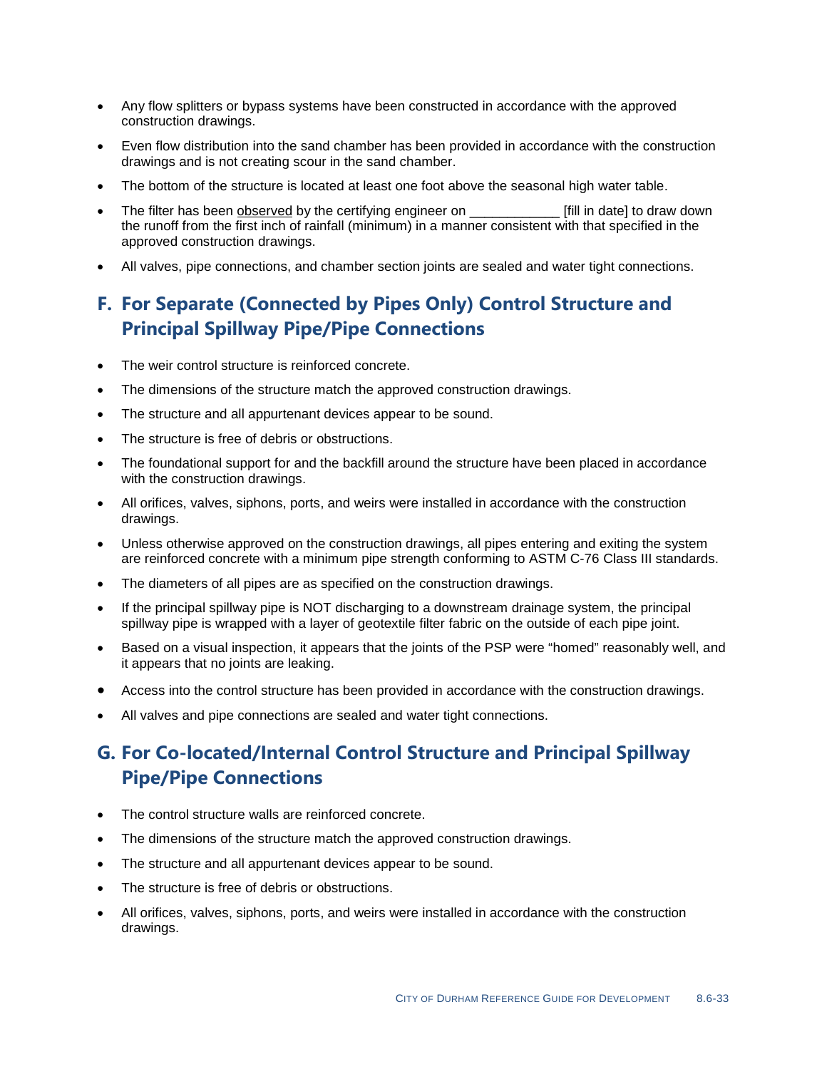- Any flow splitters or bypass systems have been constructed in accordance with the approved construction drawings.
- Even flow distribution into the sand chamber has been provided in accordance with the construction drawings and is not creating scour in the sand chamber.
- The bottom of the structure is located at least one foot above the seasonal high water table.
- The filter has been observed by the certifying engineer on ____________ [fill in date] to draw down the runoff from the first inch of rainfall (minimum) in a manner consistent with that specified in the approved construction drawings.
- All valves, pipe connections, and chamber section joints are sealed and water tight connections.

## F. For Separate (Connected by Pipes Only) Control Structure and Principal Spillway Pipe/Pipe Connections

- The weir control structure is reinforced concrete.
- The dimensions of the structure match the approved construction drawings.
- The structure and all appurtenant devices appear to be sound.
- The structure is free of debris or obstructions.
- The foundational support for and the backfill around the structure have been placed in accordance with the construction drawings.
- All orifices, valves, siphons, ports, and weirs were installed in accordance with the construction drawings.
- Unless otherwise approved on the construction drawings, all pipes entering and exiting the system are reinforced concrete with a minimum pipe strength conforming to ASTM C-76 Class III standards.
- The diameters of all pipes are as specified on the construction drawings.
- If the principal spillway pipe is NOT discharging to a downstream drainage system, the principal spillway pipe is wrapped with a layer of geotextile filter fabric on the outside of each pipe joint.
- Based on a visual inspection, it appears that the joints of the PSP were "homed" reasonably well, and it appears that no joints are leaking.
- Access into the control structure has been provided in accordance with the construction drawings.
- All valves and pipe connections are sealed and water tight connections.

## G. For Co-located/Internal Control Structure and Principal Spillway Pipe/Pipe Connections

- The control structure walls are reinforced concrete.
- The dimensions of the structure match the approved construction drawings.
- The structure and all appurtenant devices appear to be sound.
- The structure is free of debris or obstructions.
- All orifices, valves, siphons, ports, and weirs were installed in accordance with the construction drawings.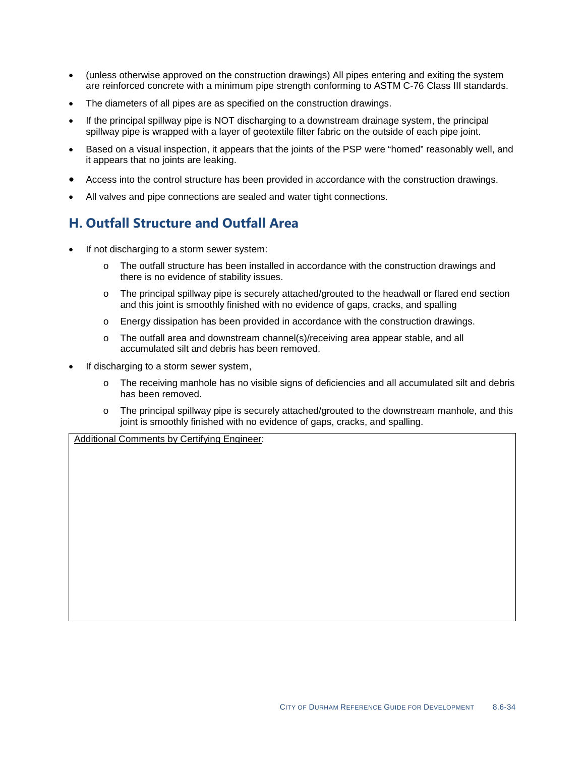- (unless otherwise approved on the construction drawings) All pipes entering and exiting the system are reinforced concrete with a minimum pipe strength conforming to ASTM C-76 Class III standards.
- The diameters of all pipes are as specified on the construction drawings.
- If the principal spillway pipe is NOT discharging to a downstream drainage system, the principal spillway pipe is wrapped with a layer of geotextile filter fabric on the outside of each pipe joint.
- Based on a visual inspection, it appears that the joints of the PSP were "homed" reasonably well, and it appears that no joints are leaking.
- Access into the control structure has been provided in accordance with the construction drawings.
- All valves and pipe connections are sealed and water tight connections.

## H. Outfall Structure and Outfall Area

- If not discharging to a storm sewer system:
  - The outfall structure has been installed in accordance with the construction drawings and there is no evidence of stability issues.
  - The principal spillway pipe is securely attached/grouted to the headwall or flared end section and this joint is smoothly finished with no evidence of gaps, cracks, and spalling
  - Energy dissipation has been provided in accordance with the construction drawings.
  - The outfall area and downstream channel(s)/receiving area appear stable, and all accumulated silt and debris has been removed.
- If discharging to a storm sewer system,
  - The receiving manhole has no visible signs of deficiencies and all accumulated silt and debris has been removed.
  - The principal spillway pipe is securely attached/grouted to the downstream manhole, and this joint is smoothly finished with no evidence of gaps, cracks, and spalling.

Additional Comments by Certifying Engineer: